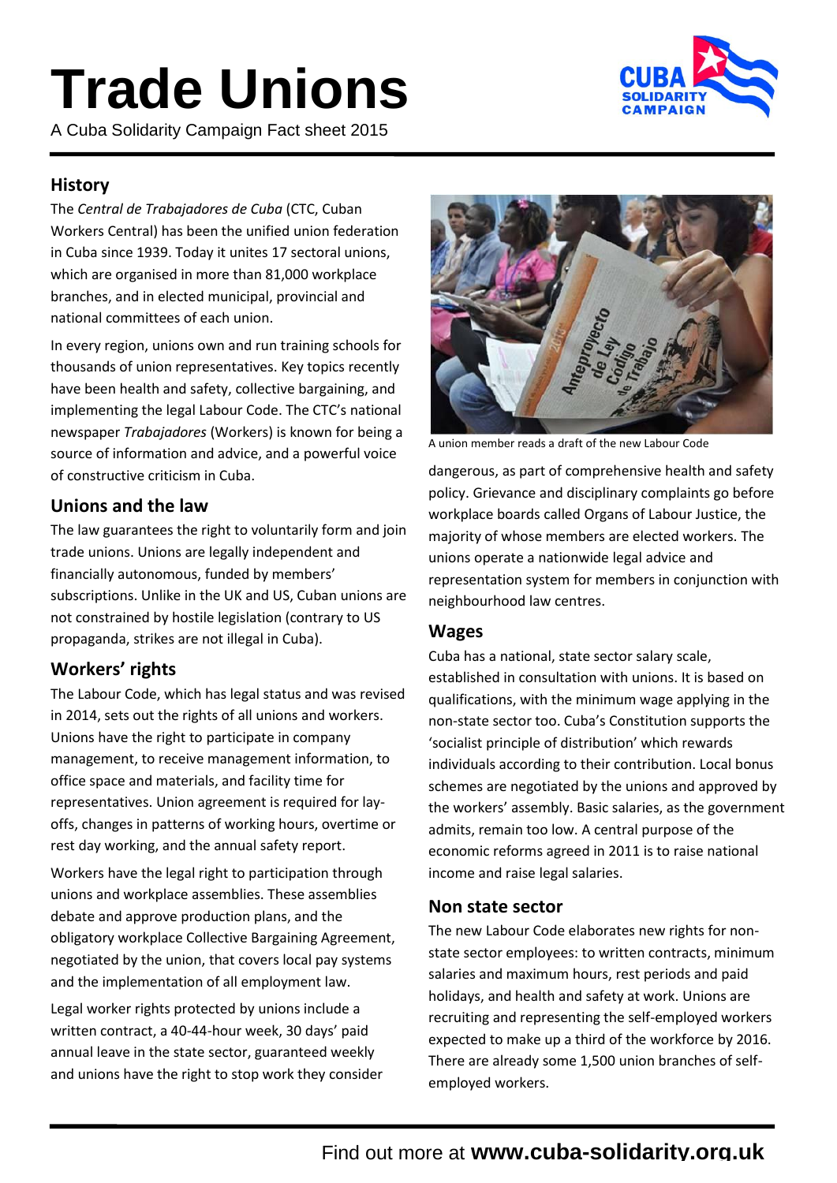# Trade Unions

A Cuba Solidarity Campaign Fact sheet 2015

## History

The *Central de Trabajadores de Cuba* (CTC, Cuban Workers Central) has been the unified union federation in Cuba since 1939. Today it unites 17 sectoral unions, which are organised in more than 81,000 workplace branches, and in elected municipal, provincial and national committees of each union.

In every region, unions own and run training schools for thousands of union representatives. Key topics recently have been health and safety, collective bargaining, and implementing the legal Labour Code. The CTC's national newspaper *Trabajadores* (Workers) is known for being a source of information and advice, and a powerful voice of constructive criticism in Cuba.

## Unions and the law

The law guarantees the right to voluntarily form and join trade unions. Unions are legally independent and financially autonomous, funded by members' subscriptions. Unlike in the UK and US, Cuban unions are not constrained by hostile legislation (contrary to US propaganda, strikes are not illegal in Cuba).

## Workers' rights

The Labour Code, which has legal status and was revised in 2014, sets out the rights of all unions and workers. Unions have the right to participate in company management, to receive management information, to office space and materials, and facility time for representatives. Union agreement is required for lay-offs, changes in patterns of working hours, overtime or rest day working, and the annual safety report.

Workers have the legal right to participation through unions and workplace assemblies. These assemblies debate and approve production plans, and the obligatory workplace Collective Bargaining Agreement, negotiated by the union, that covers local pay systems and the implementation of all employment law.

Legal worker rights protected by unions include a written contract, a 40-44-hour week, 30 days' paid annual leave in the state sector, guaranteed weekly and unions have the right to stop work they consider dangerous, as part of comprehensive health and safety policy. Grievance and disciplinary complaints go before workplace boards called Organs of Labour Justice, the majority of whose members are elected workers. The unions operate a nationwide legal advice and representation system for members in conjunction with neighbourhood law centres.

A union member reads a draft of the new Labour Code

## Wages

Cuba has a national, state sector salary scale, established in consultation with unions. It is based on qualifications, with the minimum wage applying in the non-state sector too. Cuba's Constitution supports the 'socialist principle of distribution' which rewards individuals according to their contribution. Local bonus schemes are negotiated by the unions and approved by the workers' assembly. Basic salaries, as the government admits, remain too low. A central purpose of the economic reforms agreed in 2011 is to raise national income and raise legal salaries.

## Non state sector

The new Labour Code elaborates new rights for non-state sector employees: to written contracts, minimum salaries and maximum hours, rest periods and paid holidays, and health and safety at work. Unions are recruiting and representing the self-employed workers expected to make up a third of the workforce by 2016. There are already some 1,500 union branches of self-employed workers.

Find out more at **www.cuba-solidarity.org.uk**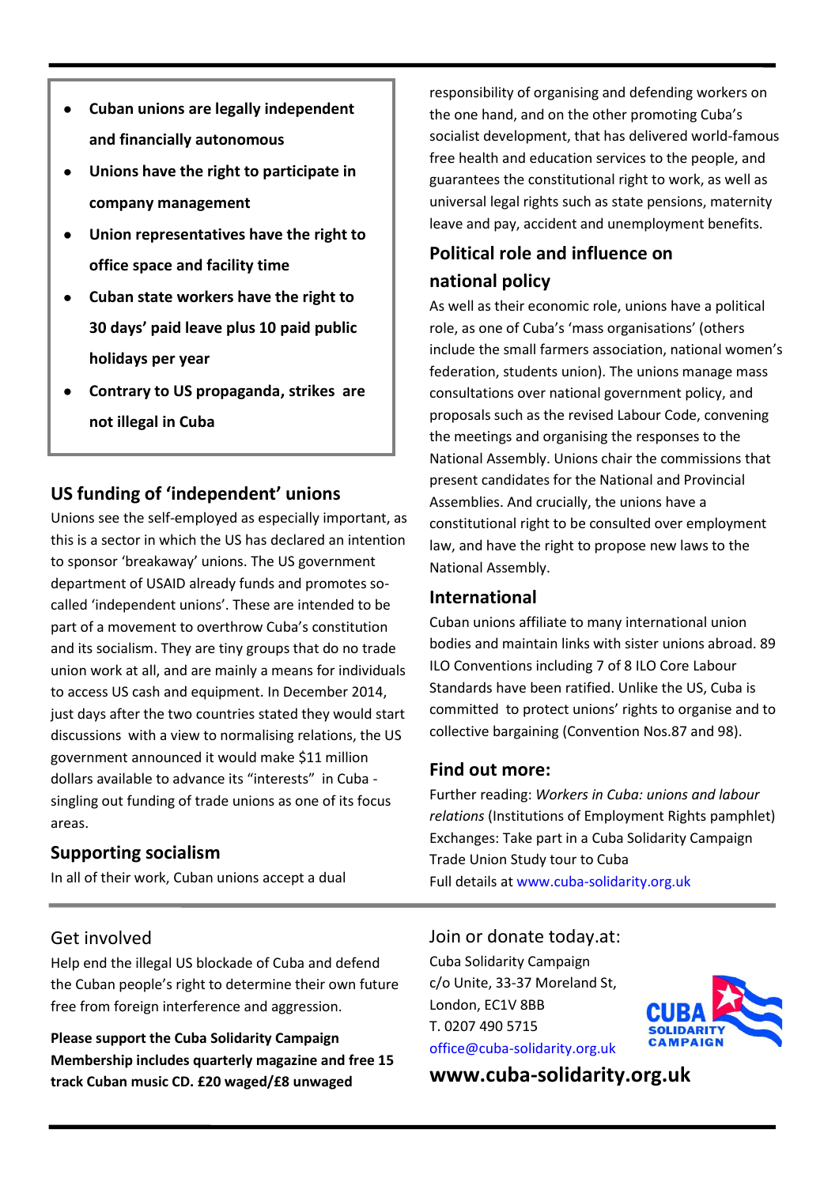- **Cuban unions are legally independent and financially autonomous**
- **Unions have the right to participate in company management**
- **Union representatives have the right to office space and facility time**
- **Cuban state workers have the right to 30 days' paid leave plus 10 paid public holidays per year**
- **Contrary to US propaganda, strikes are not illegal in Cuba**

## US funding of 'independent' unions

Unions see the self-employed as especially important, as this is a sector in which the US has declared an intention to sponsor 'breakaway' unions. The US government department of USAID already funds and promotes so-called 'independent unions'. These are intended to be part of a movement to overthrow Cuba's constitution and its socialism. They are tiny groups that do no trade union work at all, and are mainly a means for individuals to access US cash and equipment. In December 2014, just days after the two countries stated they would start discussions with a view to normalising relations, the US government announced it would make $11 million dollars available to advance its "interests" in Cuba - singling out funding of trade unions as one of its focus areas.

## Supporting socialism

In all of their work, Cuban unions accept a dual responsibility of organising and defending workers on the one hand, and on the other promoting Cuba's socialist development, that has delivered world-famous free health and education services to the people, and guarantees the constitutional right to work, as well as universal legal rights such as state pensions, maternity leave and pay, accident and unemployment benefits.

## Political role and influence on national policy

As well as their economic role, unions have a political role, as one of Cuba's 'mass organisations' (others include the small farmers association, national women's federation, students union). The unions manage mass consultations over national government policy, and proposals such as the revised Labour Code, convening the meetings and organising the responses to the National Assembly. Unions chair the commissions that present candidates for the National and Provincial Assemblies. And crucially, the unions have a constitutional right to be consulted over employment law, and have the right to propose new laws to the National Assembly.

## International

Cuban unions affiliate to many international union bodies and maintain links with sister unions abroad. 89 ILO Conventions including 7 of 8 ILO Core Labour Standards have been ratified. Unlike the US, Cuba is committed to protect unions' rights to organise and to collective bargaining (Convention Nos.87 and 98).

## Find out more:

Further reading: *Workers in Cuba: unions and labour relations* (Institutions of Employment Rights pamphlet)
Exchanges: Take part in a Cuba Solidarity Campaign Trade Union Study tour to Cuba
Full details at www.cuba-solidarity.org.uk

## Get involved

Help end the illegal US blockade of Cuba and defend the Cuban people's right to determine their own future free from foreign interference and aggression.

**Please support the Cuba Solidarity Campaign Membership includes quarterly magazine and free 15 track Cuban music CD. £20 waged/£8 unwaged**

## Join or donate today.at:

Cuba Solidarity Campaign
c/o Unite, 33-37 Moreland St,
London, EC1V 8BB
T. 0207 490 5715
office@cuba-solidarity.org.uk

CUBA SOLIDARITY CAMPAIGN

**www.cuba-solidarity.org.uk**